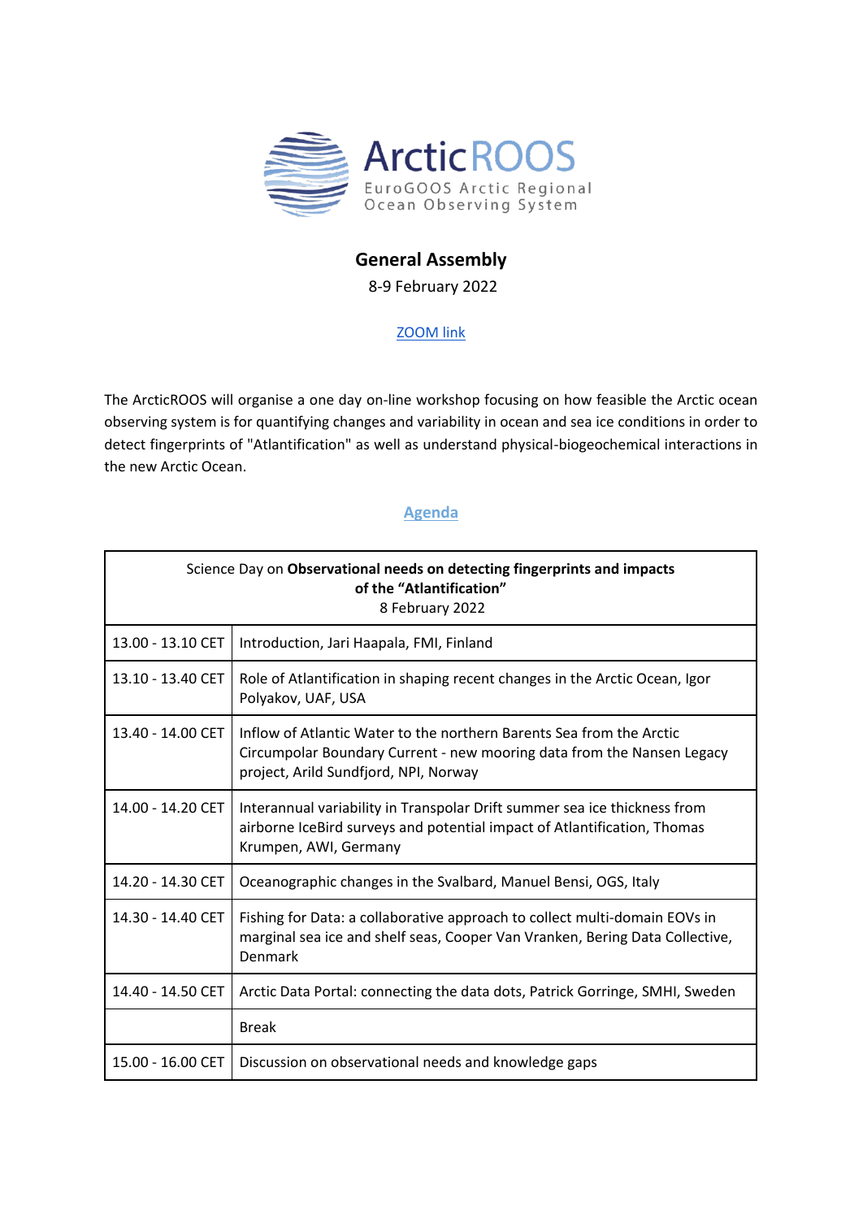ArcticROOS

EuroGOOS Arctic Regional Ocean Observing System

# General Assembly

8-9 February 2022

[ZOOM link]

The ArcticROOS will organise a one day on-line workshop focusing on how feasible the Arctic ocean observing system is for quantifying changes and variability in ocean and sea ice conditions in order to detect fingerprints of "Atlantification" as well as understand physical-biogeochemical interactions in the new Arctic Ocean.

## Agenda

| Science Day on **Observational needs on detecting fingerprints and impacts of the "Atlantification"** 8 February 2022 | |
|---|---|
| 13.00 - 13.10 CET | Introduction, Jari Haapala, FMI, Finland |
| 13.10 - 13.40 CET | Role of Atlantification in shaping recent changes in the Arctic Ocean, Igor Polyakov, UAF, USA |
| 13.40 - 14.00 CET | Inflow of Atlantic Water to the northern Barents Sea from the Arctic Circumpolar Boundary Current - new mooring data from the Nansen Legacy project, Arild Sundfjord, NPI, Norway |
| 14.00 - 14.20 CET | Interannual variability in Transpolar Drift summer sea ice thickness from airborne IceBird surveys and potential impact of Atlantification, Thomas Krumpen, AWI, Germany |
| 14.20 - 14.30 CET | Oceanographic changes in the Svalbard, Manuel Bensi, OGS, Italy |
| 14.30 - 14.40 CET | Fishing for Data: a collaborative approach to collect multi-domain EOVs in marginal sea ice and shelf seas, Cooper Van Vranken, Bering Data Collective, Denmark |
| 14.40 - 14.50 CET | Arctic Data Portal: connecting the data dots, Patrick Gorringe, SMHI, Sweden |
| | Break |
| 15.00 - 16.00 CET | Discussion on observational needs and knowledge gaps |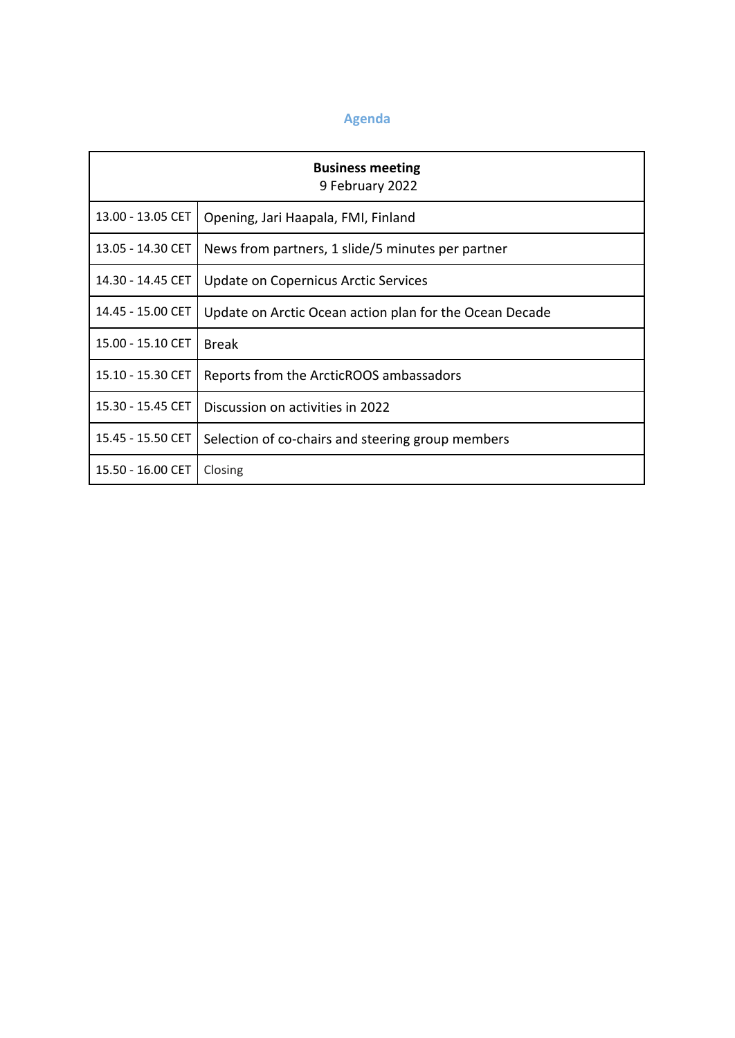## Agenda

| Business meeting<br>9 February 2022 | |
|---|---|
| 13.00 - 13.05 CET | Opening, Jari Haapala, FMI, Finland |
| 13.05 - 14.30 CET | News from partners, 1 slide/5 minutes per partner |
| 14.30 - 14.45 CET | Update on Copernicus Arctic Services |
| 14.45 - 15.00 CET | Update on Arctic Ocean action plan for the Ocean Decade |
| 15.00 - 15.10 CET | Break |
| 15.10 - 15.30 CET | Reports from the ArcticROOS ambassadors |
| 15.30 - 15.45 CET | Discussion on activities in 2022 |
| 15.45 - 15.50 CET | Selection of co-chairs and steering group members |
| 15.50 - 16.00 CET | Closing |